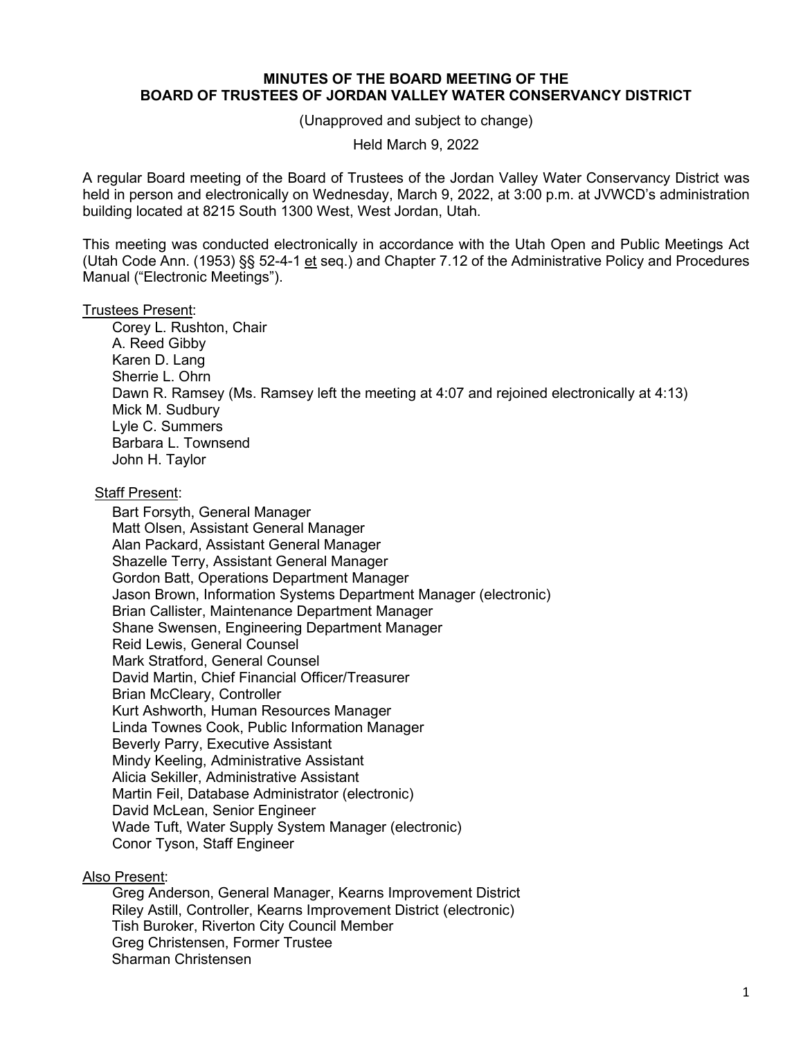**MINUTES OF THE BOARD MEETING OF THE BOARD OF TRUSTEES OF JORDAN VALLEY WATER CONSERVANCY DISTRICT**

(Unapproved and subject to change)

Held March 9, 2022

A regular Board meeting of the Board of Trustees of the Jordan Valley Water Conservancy District was held in person and electronically on Wednesday, March 9, 2022, at 3:00 p.m. at JVWCD's administration building located at 8215 South 1300 West, West Jordan, Utah.

This meeting was conducted electronically in accordance with the Utah Open and Public Meetings Act (Utah Code Ann. (1953) §§ 52-4-1 et seq.) and Chapter 7.12 of the Administrative Policy and Procedures Manual ("Electronic Meetings").

Trustees Present:

- Corey L. Rushton, Chair
- A. Reed Gibby
- Karen D. Lang
- Sherrie L. Ohrn
- Dawn R. Ramsey (Ms. Ramsey left the meeting at 4:07 and rejoined electronically at 4:13)
- Mick M. Sudbury
- Lyle C. Summers
- Barbara L. Townsend
- John H. Taylor

Staff Present:

- Bart Forsyth, General Manager
- Matt Olsen, Assistant General Manager
- Alan Packard, Assistant General Manager
- Shazelle Terry, Assistant General Manager
- Gordon Batt, Operations Department Manager
- Jason Brown, Information Systems Department Manager (electronic)
- Brian Callister, Maintenance Department Manager
- Shane Swensen, Engineering Department Manager
- Reid Lewis, General Counsel
- Mark Stratford, General Counsel
- David Martin, Chief Financial Officer/Treasurer
- Brian McCleary, Controller
- Kurt Ashworth, Human Resources Manager
- Linda Townes Cook, Public Information Manager
- Beverly Parry, Executive Assistant
- Mindy Keeling, Administrative Assistant
- Alicia Sekiller, Administrative Assistant
- Martin Feil, Database Administrator (electronic)
- David McLean, Senior Engineer
- Wade Tuft, Water Supply System Manager (electronic)
- Conor Tyson, Staff Engineer

Also Present:

- Greg Anderson, General Manager, Kearns Improvement District
- Riley Astill, Controller, Kearns Improvement District (electronic)
- Tish Buroker, Riverton City Council Member
- Greg Christensen, Former Trustee
- Sharman Christensen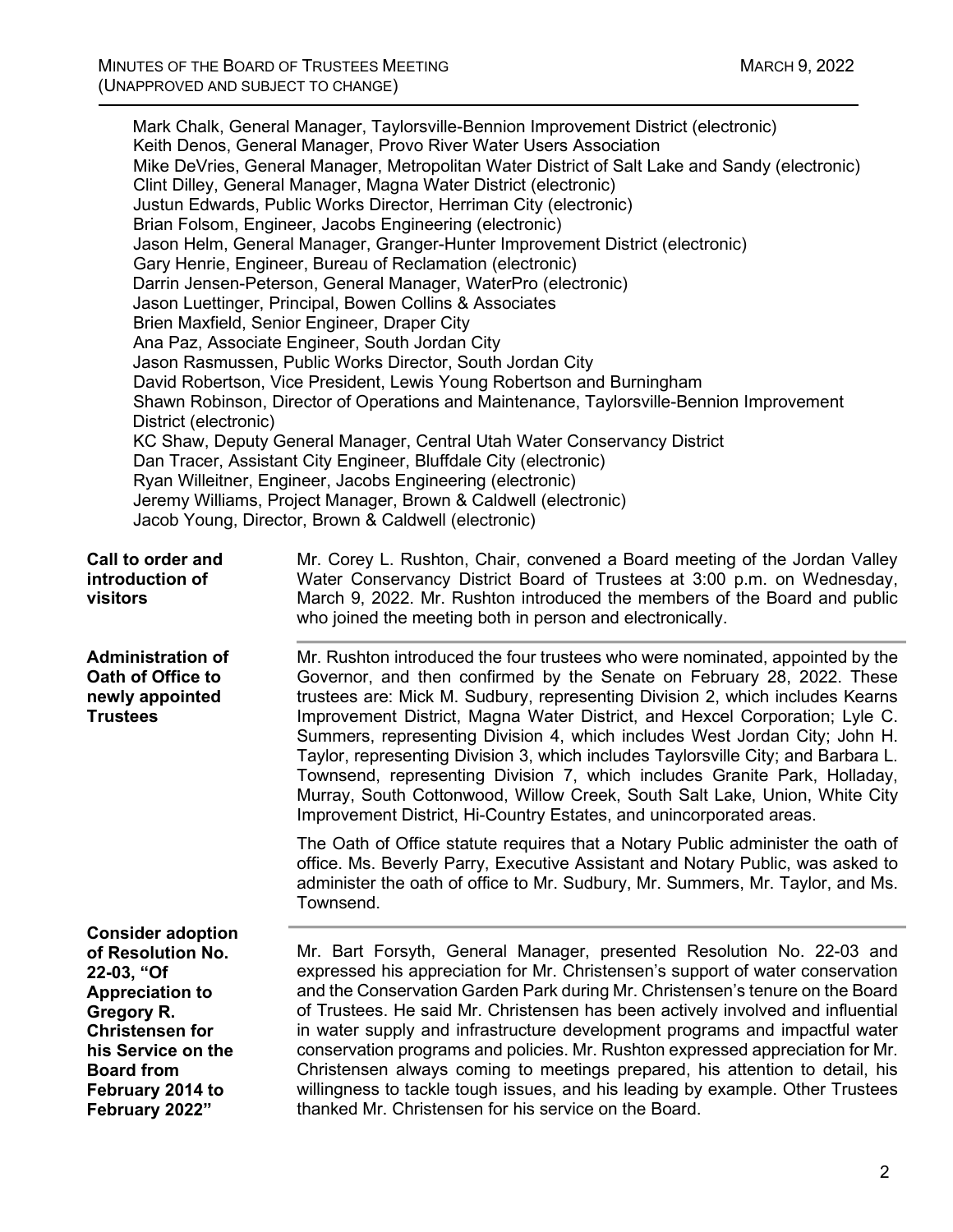Mark Chalk, General Manager, Taylorsville-Bennion Improvement District (electronic)
Keith Denos, General Manager, Provo River Water Users Association
Mike DeVries, General Manager, Metropolitan Water District of Salt Lake and Sandy (electronic)
Clint Dilley, General Manager, Magna Water District (electronic)
Justun Edwards, Public Works Director, Herriman City (electronic)
Brian Folsom, Engineer, Jacobs Engineering (electronic)
Jason Helm, General Manager, Granger-Hunter Improvement District (electronic)
Gary Henrie, Engineer, Bureau of Reclamation (electronic)
Darrin Jensen-Peterson, General Manager, WaterPro (electronic)
Jason Luettinger, Principal, Bowen Collins & Associates
Brien Maxfield, Senior Engineer, Draper City
Ana Paz, Associate Engineer, South Jordan City
Jason Rasmussen, Public Works Director, South Jordan City
David Robertson, Vice President, Lewis Young Robertson and Burningham
Shawn Robinson, Director of Operations and Maintenance, Taylorsville-Bennion Improvement District (electronic)
KC Shaw, Deputy General Manager, Central Utah Water Conservancy District
Dan Tracer, Assistant City Engineer, Bluffdale City (electronic)
Ryan Willeitner, Engineer, Jacobs Engineering (electronic)
Jeremy Williams, Project Manager, Brown & Caldwell (electronic)
Jacob Young, Director, Brown & Caldwell (electronic)

**Call to order and introduction of visitors**

Mr. Corey L. Rushton, Chair, convened a Board meeting of the Jordan Valley Water Conservancy District Board of Trustees at 3:00 p.m. on Wednesday, March 9, 2022. Mr. Rushton introduced the members of the Board and public who joined the meeting both in person and electronically.

**Administration of Oath of Office to newly appointed Trustees**

Mr. Rushton introduced the four trustees who were nominated, appointed by the Governor, and then confirmed by the Senate on February 28, 2022. These trustees are: Mick M. Sudbury, representing Division 2, which includes Kearns Improvement District, Magna Water District, and Hexcel Corporation; Lyle C. Summers, representing Division 4, which includes West Jordan City; John H. Taylor, representing Division 3, which includes Taylorsville City; and Barbara L. Townsend, representing Division 7, which includes Granite Park, Holladay, Murray, South Cottonwood, Willow Creek, South Salt Lake, Union, White City Improvement District, Hi-Country Estates, and unincorporated areas.

The Oath of Office statute requires that a Notary Public administer the oath of office. Ms. Beverly Parry, Executive Assistant and Notary Public, was asked to administer the oath of office to Mr. Sudbury, Mr. Summers, Mr. Taylor, and Ms. Townsend.

**Consider adoption of Resolution No. 22-03, "Of Appreciation to Gregory R. Christensen for his Service on the Board from February 2014 to February 2022"**

Mr. Bart Forsyth, General Manager, presented Resolution No. 22-03 and expressed his appreciation for Mr. Christensen's support of water conservation and the Conservation Garden Park during Mr. Christensen's tenure on the Board of Trustees. He said Mr. Christensen has been actively involved and influential in water supply and infrastructure development programs and impactful water conservation programs and policies. Mr. Rushton expressed appreciation for Mr. Christensen always coming to meetings prepared, his attention to detail, his willingness to tackle tough issues, and his leading by example. Other Trustees thanked Mr. Christensen for his service on the Board.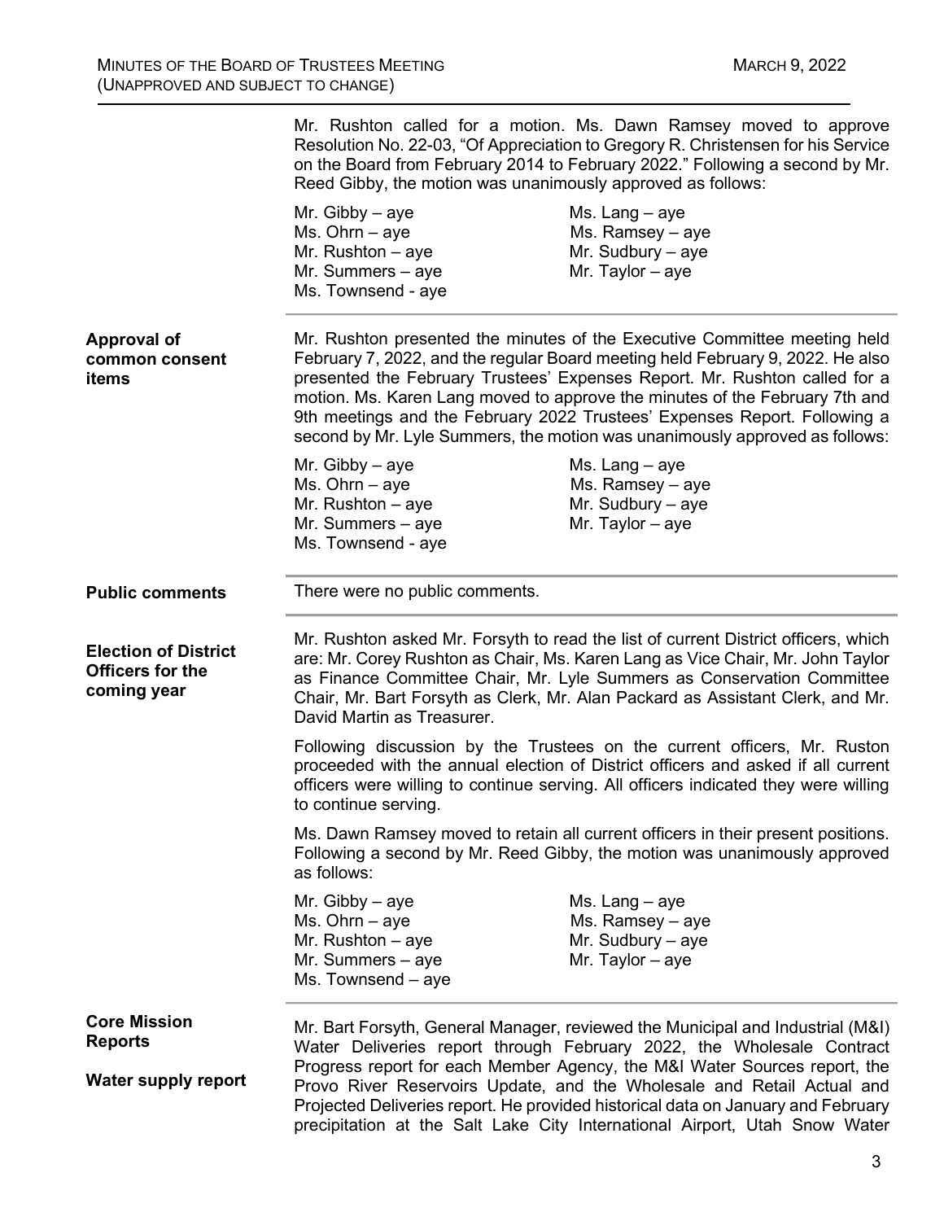Mr. Rushton called for a motion. Ms. Dawn Ramsey moved to approve Resolution No. 22-03, "Of Appreciation to Gregory R. Christensen for his Service on the Board from February 2014 to February 2022." Following a second by Mr. Reed Gibby, the motion was unanimously approved as follows:

Mr. Gibby – aye
Ms. Lang – aye
Ms. Ohrn – aye
Ms. Ramsey – aye
Mr. Rushton – aye
Mr. Sudbury – aye
Mr. Summers – aye
Mr. Taylor – aye
Ms. Townsend - aye

**Approval of common consent items**

Mr. Rushton presented the minutes of the Executive Committee meeting held February 7, 2022, and the regular Board meeting held February 9, 2022. He also presented the February Trustees' Expenses Report. Mr. Rushton called for a motion. Ms. Karen Lang moved to approve the minutes of the February 7th and 9th meetings and the February 2022 Trustees' Expenses Report. Following a second by Mr. Lyle Summers, the motion was unanimously approved as follows:

Mr. Gibby – aye
Ms. Lang – aye
Ms. Ohrn – aye
Ms. Ramsey – aye
Mr. Rushton – aye
Mr. Sudbury – aye
Mr. Summers – aye
Mr. Taylor – aye
Ms. Townsend - aye

**Public comments**

There were no public comments.

**Election of District Officers for the coming year**

Mr. Rushton asked Mr. Forsyth to read the list of current District officers, which are: Mr. Corey Rushton as Chair, Ms. Karen Lang as Vice Chair, Mr. John Taylor as Finance Committee Chair, Mr. Lyle Summers as Conservation Committee Chair, Mr. Bart Forsyth as Clerk, Mr. Alan Packard as Assistant Clerk, and Mr. David Martin as Treasurer.

Following discussion by the Trustees on the current officers, Mr. Ruston proceeded with the annual election of District officers and asked if all current officers were willing to continue serving. All officers indicated they were willing to continue serving.

Ms. Dawn Ramsey moved to retain all current officers in their present positions. Following a second by Mr. Reed Gibby, the motion was unanimously approved as follows:

Mr. Gibby – aye
Ms. Lang – aye
Ms. Ohrn – aye
Ms. Ramsey – aye
Mr. Rushton – aye
Mr. Sudbury – aye
Mr. Summers – aye
Mr. Taylor – aye
Ms. Townsend – aye

**Core Mission Reports**

**Water supply report**

Mr. Bart Forsyth, General Manager, reviewed the Municipal and Industrial (M&I) Water Deliveries report through February 2022, the Wholesale Contract Progress report for each Member Agency, the M&I Water Sources report, the Provo River Reservoirs Update, and the Wholesale and Retail Actual and Projected Deliveries report. He provided historical data on January and February precipitation at the Salt Lake City International Airport, Utah Snow Water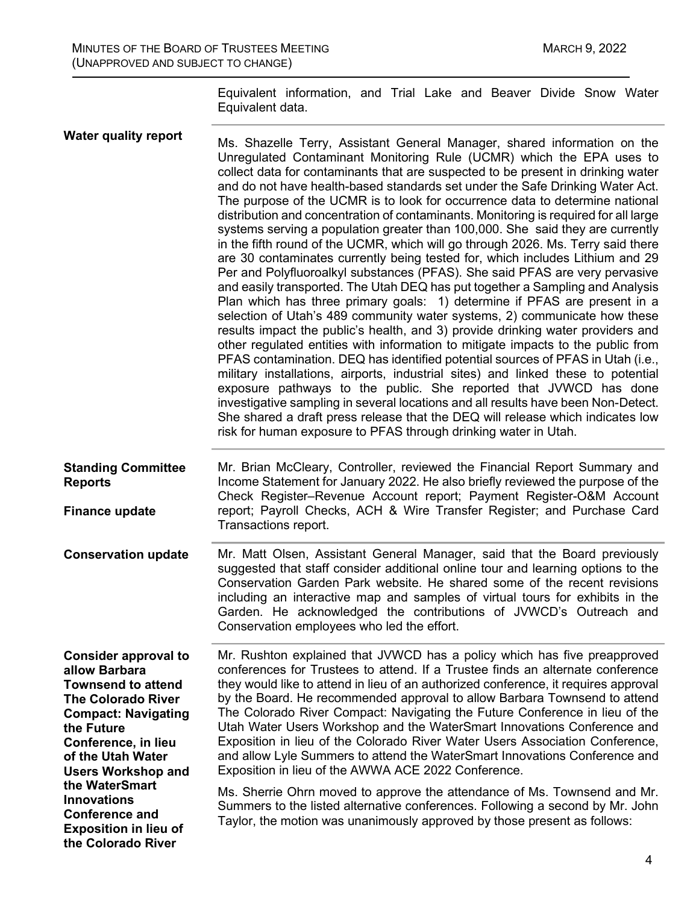Equivalent information, and Trial Lake and Beaver Divide Snow Water Equivalent data.

**Water quality report**

Ms. Shazelle Terry, Assistant General Manager, shared information on the Unregulated Contaminant Monitoring Rule (UCMR) which the EPA uses to collect data for contaminants that are suspected to be present in drinking water and do not have health-based standards set under the Safe Drinking Water Act. The purpose of the UCMR is to look for occurrence data to determine national distribution and concentration of contaminants. Monitoring is required for all large systems serving a population greater than 100,000. She said they are currently in the fifth round of the UCMR, which will go through 2026. Ms. Terry said there are 30 contaminates currently being tested for, which includes Lithium and 29 Per and Polyfluoroalkyl substances (PFAS). She said PFAS are very pervasive and easily transported. The Utah DEQ has put together a Sampling and Analysis Plan which has three primary goals: 1) determine if PFAS are present in a selection of Utah's 489 community water systems, 2) communicate how these results impact the public's health, and 3) provide drinking water providers and other regulated entities with information to mitigate impacts to the public from PFAS contamination. DEQ has identified potential sources of PFAS in Utah (i.e., military installations, airports, industrial sites) and linked these to potential exposure pathways to the public. She reported that JVWCD has done investigative sampling in several locations and all results have been Non-Detect. She shared a draft press release that the DEQ will release which indicates low risk for human exposure to PFAS through drinking water in Utah.

**Standing Committee Reports**

**Finance update**

Mr. Brian McCleary, Controller, reviewed the Financial Report Summary and Income Statement for January 2022. He also briefly reviewed the purpose of the Check Register–Revenue Account report; Payment Register-O&M Account report; Payroll Checks, ACH & Wire Transfer Register; and Purchase Card Transactions report.

**Conservation update**

Mr. Matt Olsen, Assistant General Manager, said that the Board previously suggested that staff consider additional online tour and learning options to the Conservation Garden Park website. He shared some of the recent revisions including an interactive map and samples of virtual tours for exhibits in the Garden. He acknowledged the contributions of JVWCD's Outreach and Conservation employees who led the effort.

**Consider approval to allow Barbara Townsend to attend The Colorado River Compact: Navigating the Future Conference, in lieu of the Utah Water Users Workshop and the WaterSmart Innovations Conference and Exposition in lieu of the Colorado River**

Mr. Rushton explained that JVWCD has a policy which has five preapproved conferences for Trustees to attend. If a Trustee finds an alternate conference they would like to attend in lieu of an authorized conference, it requires approval by the Board. He recommended approval to allow Barbara Townsend to attend The Colorado River Compact: Navigating the Future Conference in lieu of the Utah Water Users Workshop and the WaterSmart Innovations Conference and Exposition in lieu of the Colorado River Water Users Association Conference, and allow Lyle Summers to attend the WaterSmart Innovations Conference and Exposition in lieu of the AWWA ACE 2022 Conference.

Ms. Sherrie Ohrn moved to approve the attendance of Ms. Townsend and Mr. Summers to the listed alternative conferences. Following a second by Mr. John Taylor, the motion was unanimously approved by those present as follows: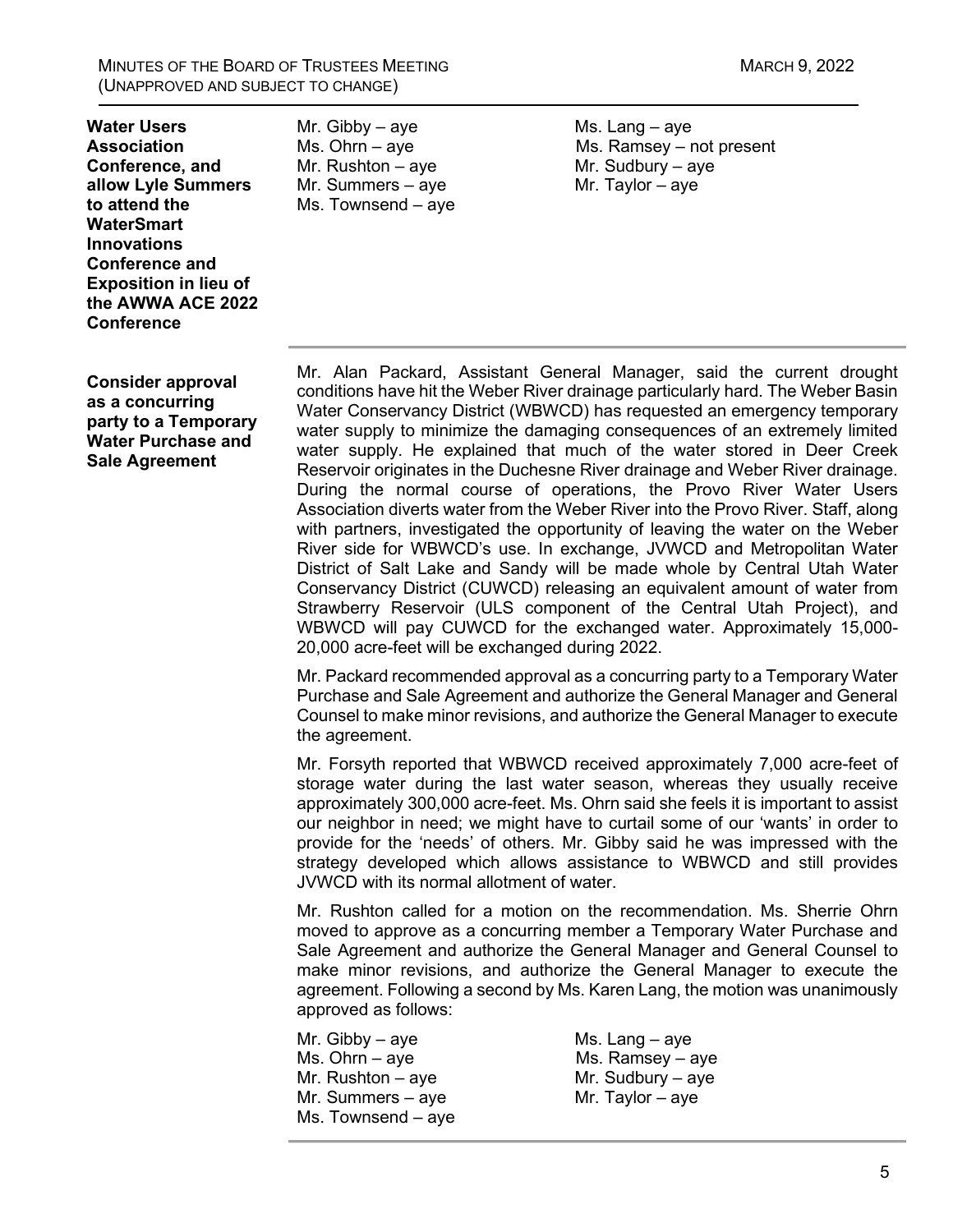**Water Users Association Conference, and allow Lyle Summers to attend the WaterSmart Innovations Conference and Exposition in lieu of the AWWA ACE 2022 Conference**

| | |
|---|---|
| Mr. Gibby – aye | Ms. Lang – aye |
| Ms. Ohrn – aye | Ms. Ramsey – not present |
| Mr. Rushton – aye | Mr. Sudbury – aye |
| Mr. Summers – aye | Mr. Taylor – aye |
| Ms. Townsend – aye | |

**Consider approval as a concurring party to a Temporary Water Purchase and Sale Agreement**

Mr. Alan Packard, Assistant General Manager, said the current drought conditions have hit the Weber River drainage particularly hard. The Weber Basin Water Conservancy District (WBWCD) has requested an emergency temporary water supply to minimize the damaging consequences of an extremely limited water supply. He explained that much of the water stored in Deer Creek Reservoir originates in the Duchesne River drainage and Weber River drainage. During the normal course of operations, the Provo River Water Users Association diverts water from the Weber River into the Provo River. Staff, along with partners, investigated the opportunity of leaving the water on the Weber River side for WBWCD's use. In exchange, JVWCD and Metropolitan Water District of Salt Lake and Sandy will be made whole by Central Utah Water Conservancy District (CUWCD) releasing an equivalent amount of water from Strawberry Reservoir (ULS component of the Central Utah Project), and WBWCD will pay CUWCD for the exchanged water. Approximately 15,000-20,000 acre-feet will be exchanged during 2022.

Mr. Packard recommended approval as a concurring party to a Temporary Water Purchase and Sale Agreement and authorize the General Manager and General Counsel to make minor revisions, and authorize the General Manager to execute the agreement.

Mr. Forsyth reported that WBWCD received approximately 7,000 acre-feet of storage water during the last water season, whereas they usually receive approximately 300,000 acre-feet. Ms. Ohrn said she feels it is important to assist our neighbor in need; we might have to curtail some of our 'wants' in order to provide for the 'needs' of others. Mr. Gibby said he was impressed with the strategy developed which allows assistance to WBWCD and still provides JVWCD with its normal allotment of water.

Mr. Rushton called for a motion on the recommendation. Ms. Sherrie Ohrn moved to approve as a concurring member a Temporary Water Purchase and Sale Agreement and authorize the General Manager and General Counsel to make minor revisions, and authorize the General Manager to execute the agreement. Following a second by Ms. Karen Lang, the motion was unanimously approved as follows:

| | |
|---|---|
| Mr. Gibby – aye | Ms. Lang – aye |
| Ms. Ohrn – aye | Ms. Ramsey – aye |
| Mr. Rushton – aye | Mr. Sudbury – aye |
| Mr. Summers – aye | Mr. Taylor – aye |
| Ms. Townsend – aye | |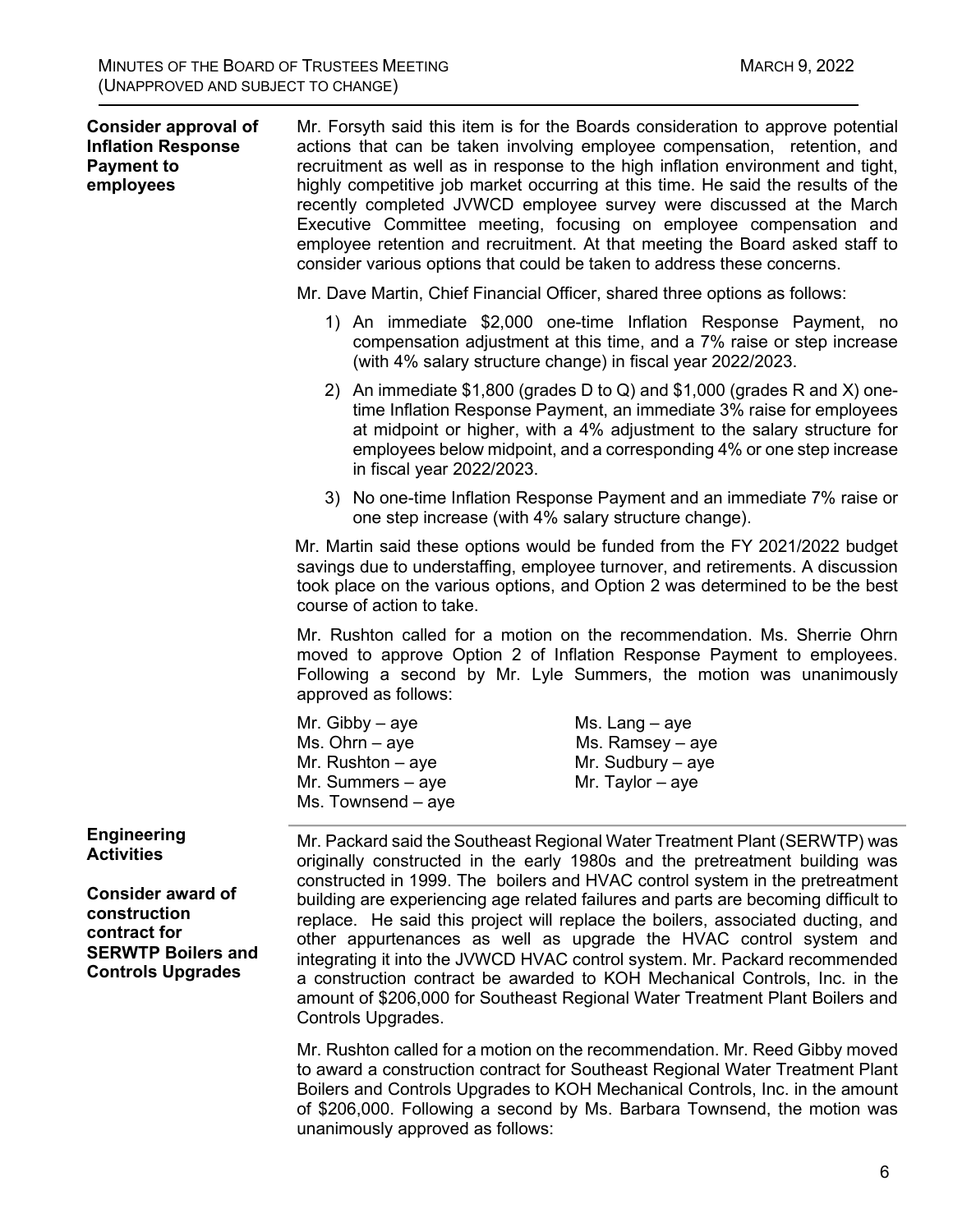**Consider approval of Inflation Response Payment to employees**

Mr. Forsyth said this item is for the Boards consideration to approve potential actions that can be taken involving employee compensation, retention, and recruitment as well as in response to the high inflation environment and tight, highly competitive job market occurring at this time. He said the results of the recently completed JVWCD employee survey were discussed at the March Executive Committee meeting, focusing on employee compensation and employee retention and recruitment. At that meeting the Board asked staff to consider various options that could be taken to address these concerns.

Mr. Dave Martin, Chief Financial Officer, shared three options as follows:

1) An immediate $2,000 one-time Inflation Response Payment, no compensation adjustment at this time, and a 7% raise or step increase (with 4% salary structure change) in fiscal year 2022/2023.
2) An immediate $1,800 (grades D to Q) and $1,000 (grades R and X) one-time Inflation Response Payment, an immediate 3% raise for employees at midpoint or higher, with a 4% adjustment to the salary structure for employees below midpoint, and a corresponding 4% or one step increase in fiscal year 2022/2023.
3) No one-time Inflation Response Payment and an immediate 7% raise or one step increase (with 4% salary structure change).

Mr. Martin said these options would be funded from the FY 2021/2022 budget savings due to understaffing, employee turnover, and retirements. A discussion took place on the various options, and Option 2 was determined to be the best course of action to take.

Mr. Rushton called for a motion on the recommendation. Ms. Sherrie Ohrn moved to approve Option 2 of Inflation Response Payment to employees. Following a second by Mr. Lyle Summers, the motion was unanimously approved as follows:

Mr. Gibby – aye
Ms. Ohrn – aye
Mr. Rushton – aye
Mr. Summers – aye
Ms. Townsend – aye
Ms. Lang – aye
Ms. Ramsey – aye
Mr. Sudbury – aye
Mr. Taylor – aye

**Engineering Activities**

**Consider award of construction contract for SERWTP Boilers and Controls Upgrades**

Mr. Packard said the Southeast Regional Water Treatment Plant (SERWTP) was originally constructed in the early 1980s and the pretreatment building was constructed in 1999. The boilers and HVAC control system in the pretreatment building are experiencing age related failures and parts are becoming difficult to replace. He said this project will replace the boilers, associated ducting, and other appurtenances as well as upgrade the HVAC control system and integrating it into the JVWCD HVAC control system. Mr. Packard recommended a construction contract be awarded to KOH Mechanical Controls, Inc. in the amount of $206,000 for Southeast Regional Water Treatment Plant Boilers and Controls Upgrades.

Mr. Rushton called for a motion on the recommendation. Mr. Reed Gibby moved to award a construction contract for Southeast Regional Water Treatment Plant Boilers and Controls Upgrades to KOH Mechanical Controls, Inc. in the amount of $206,000. Following a second by Ms. Barbara Townsend, the motion was unanimously approved as follows: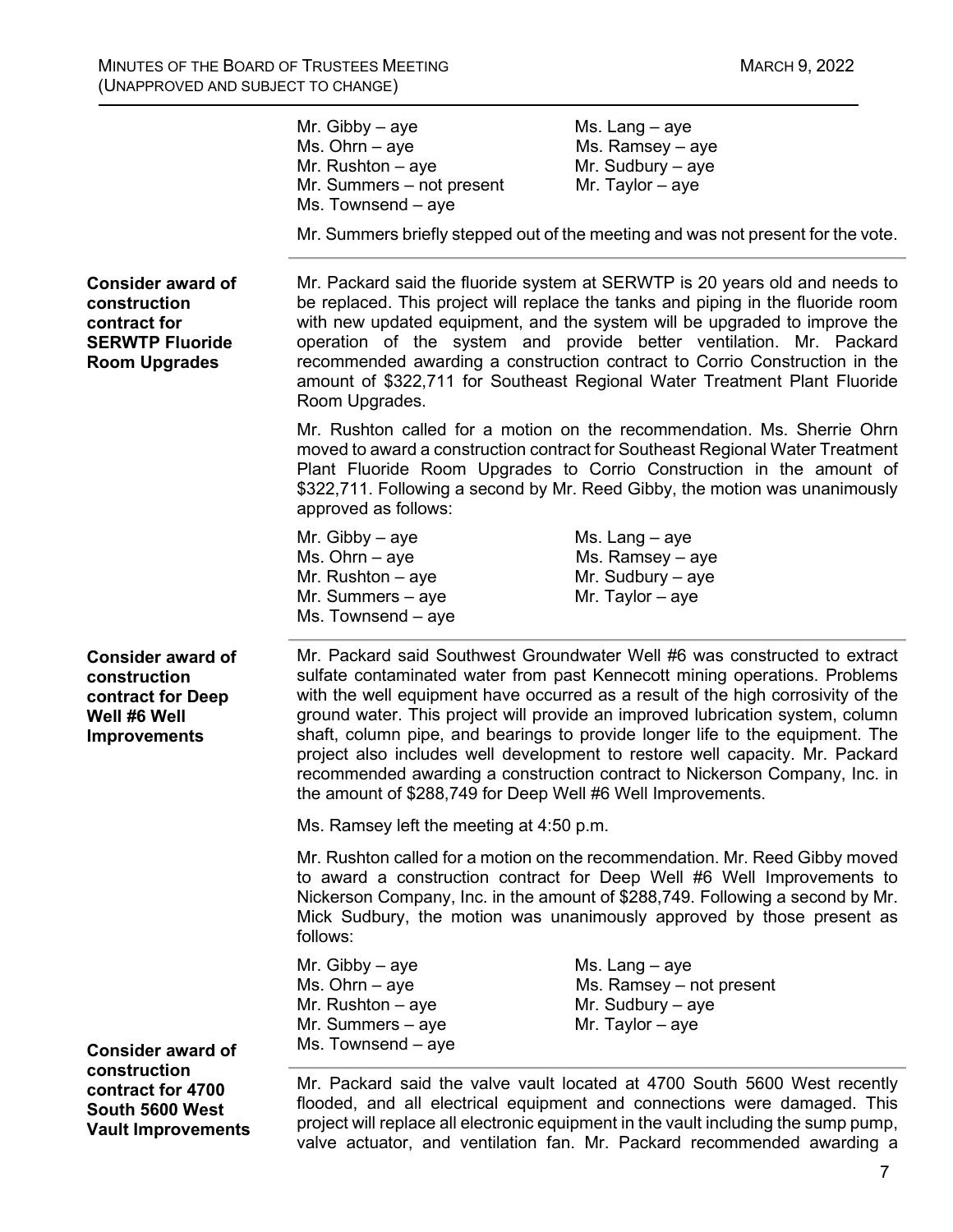| | |
|---|---|
| Mr. Gibby – aye | Ms. Lang – aye |
| Ms. Ohrn – aye | Ms. Ramsey – aye |
| Mr. Rushton – aye | Mr. Sudbury – aye |
| Mr. Summers – not present | Mr. Taylor – aye |
| Ms. Townsend – aye | |

Mr. Summers briefly stepped out of the meeting and was not present for the vote.

**Consider award of construction contract for SERWTP Fluoride Room Upgrades**

Mr. Packard said the fluoride system at SERWTP is 20 years old and needs to be replaced. This project will replace the tanks and piping in the fluoride room with new updated equipment, and the system will be upgraded to improve the operation of the system and provide better ventilation. Mr. Packard recommended awarding a construction contract to Corrio Construction in the amount of $322,711 for Southeast Regional Water Treatment Plant Fluoride Room Upgrades.

Mr. Rushton called for a motion on the recommendation. Ms. Sherrie Ohrn moved to award a construction contract for Southeast Regional Water Treatment Plant Fluoride Room Upgrades to Corrio Construction in the amount of $322,711. Following a second by Mr. Reed Gibby, the motion was unanimously approved as follows:

| | |
|---|---|
| Mr. Gibby – aye | Ms. Lang – aye |
| Ms. Ohrn – aye | Ms. Ramsey – aye |
| Mr. Rushton – aye | Mr. Sudbury – aye |
| Mr. Summers – aye | Mr. Taylor – aye |
| Ms. Townsend – aye | |

**Consider award of construction contract for Deep Well #6 Well Improvements**

Mr. Packard said Southwest Groundwater Well #6 was constructed to extract sulfate contaminated water from past Kennecott mining operations. Problems with the well equipment have occurred as a result of the high corrosivity of the ground water. This project will provide an improved lubrication system, column shaft, column pipe, and bearings to provide longer life to the equipment. The project also includes well development to restore well capacity. Mr. Packard recommended awarding a construction contract to Nickerson Company, Inc. in the amount of $288,749 for Deep Well #6 Well Improvements.

Ms. Ramsey left the meeting at 4:50 p.m.

Mr. Rushton called for a motion on the recommendation. Mr. Reed Gibby moved to award a construction contract for Deep Well #6 Well Improvements to Nickerson Company, Inc. in the amount of $288,749. Following a second by Mr. Mick Sudbury, the motion was unanimously approved by those present as follows:

| | |
|---|---|
| Mr. Gibby – aye | Ms. Lang – aye |
| Ms. Ohrn – aye | Ms. Ramsey – not present |
| Mr. Rushton – aye | Mr. Sudbury – aye |
| Mr. Summers – aye | Mr. Taylor – aye |
| Ms. Townsend – aye | |

**Consider award of construction contract for 4700 South 5600 West Vault Improvements**

Mr. Packard said the valve vault located at 4700 South 5600 West recently flooded, and all electrical equipment and connections were damaged. This project will replace all electronic equipment in the vault including the sump pump, valve actuator, and ventilation fan. Mr. Packard recommended awarding a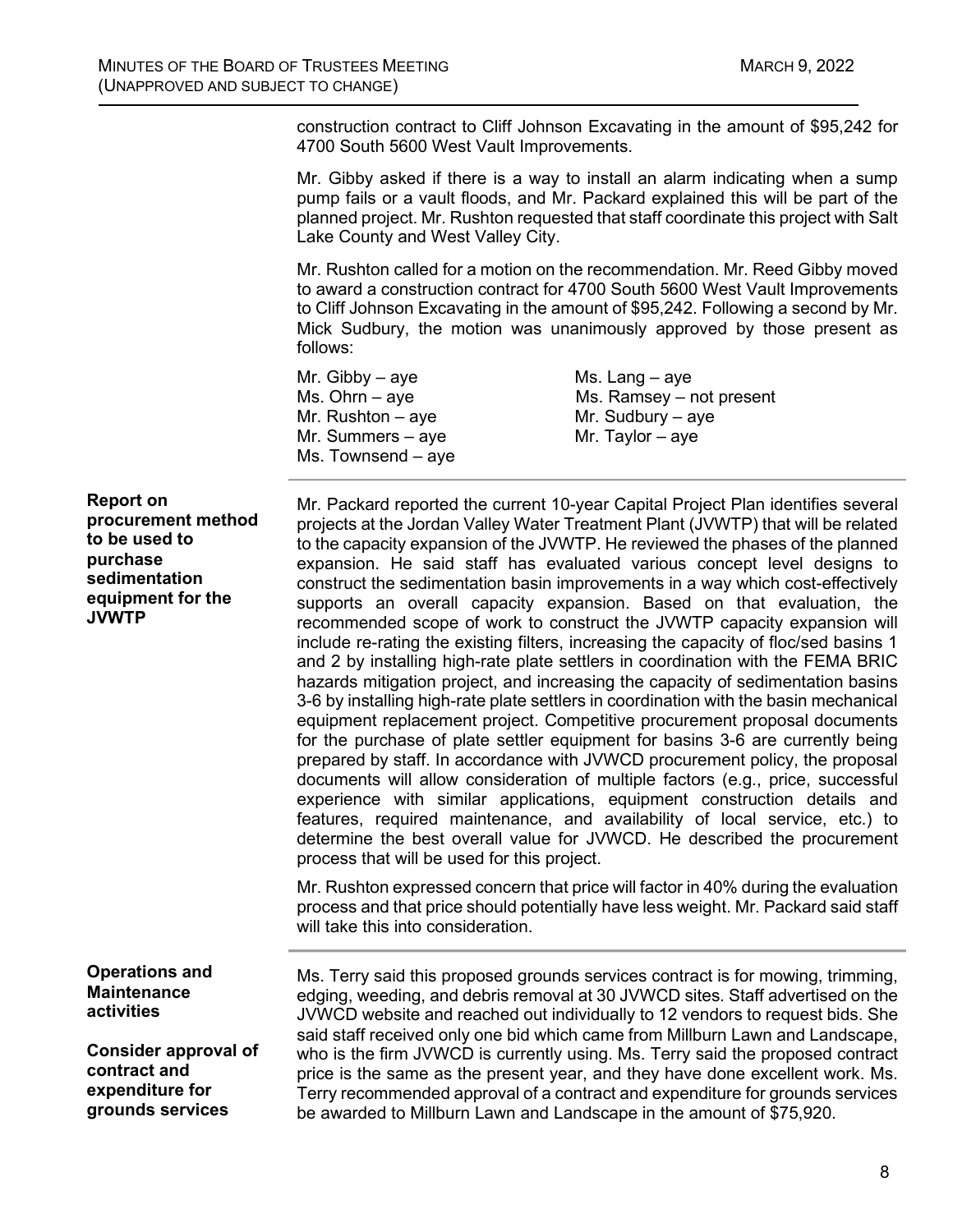construction contract to Cliff Johnson Excavating in the amount of $95,242 for 4700 South 5600 West Vault Improvements.

Mr. Gibby asked if there is a way to install an alarm indicating when a sump pump fails or a vault floods, and Mr. Packard explained this will be part of the planned project. Mr. Rushton requested that staff coordinate this project with Salt Lake County and West Valley City.

Mr. Rushton called for a motion on the recommendation. Mr. Reed Gibby moved to award a construction contract for 4700 South 5600 West Vault Improvements to Cliff Johnson Excavating in the amount of $95,242. Following a second by Mr. Mick Sudbury, the motion was unanimously approved by those present as follows:

Mr. Gibby – aye
Ms. Lang – aye
Ms. Ohrn – aye
Ms. Ramsey – not present
Mr. Rushton – aye
Mr. Sudbury – aye
Mr. Summers – aye
Mr. Taylor – aye
Ms. Townsend – aye

**Report on procurement method to be used to purchase sedimentation equipment for the JVWTP**

Mr. Packard reported the current 10-year Capital Project Plan identifies several projects at the Jordan Valley Water Treatment Plant (JVWTP) that will be related to the capacity expansion of the JVWTP. He reviewed the phases of the planned expansion. He said staff has evaluated various concept level designs to construct the sedimentation basin improvements in a way which cost-effectively supports an overall capacity expansion. Based on that evaluation, the recommended scope of work to construct the JVWTP capacity expansion will include re-rating the existing filters, increasing the capacity of floc/sed basins 1 and 2 by installing high-rate plate settlers in coordination with the FEMA BRIC hazards mitigation project, and increasing the capacity of sedimentation basins 3-6 by installing high-rate plate settlers in coordination with the basin mechanical equipment replacement project. Competitive procurement proposal documents for the purchase of plate settler equipment for basins 3-6 are currently being prepared by staff. In accordance with JVWCD procurement policy, the proposal documents will allow consideration of multiple factors (e.g., price, successful experience with similar applications, equipment construction details and features, required maintenance, and availability of local service, etc.) to determine the best overall value for JVWCD. He described the procurement process that will be used for this project.

Mr. Rushton expressed concern that price will factor in 40% during the evaluation process and that price should potentially have less weight. Mr. Packard said staff will take this into consideration.

**Operations and Maintenance activities**

**Consider approval of contract and expenditure for grounds services**

Ms. Terry said this proposed grounds services contract is for mowing, trimming, edging, weeding, and debris removal at 30 JVWCD sites. Staff advertised on the JVWCD website and reached out individually to 12 vendors to request bids. She said staff received only one bid which came from Millburn Lawn and Landscape, who is the firm JVWCD is currently using. Ms. Terry said the proposed contract price is the same as the present year, and they have done excellent work. Ms. Terry recommended approval of a contract and expenditure for grounds services be awarded to Millburn Lawn and Landscape in the amount of $75,920.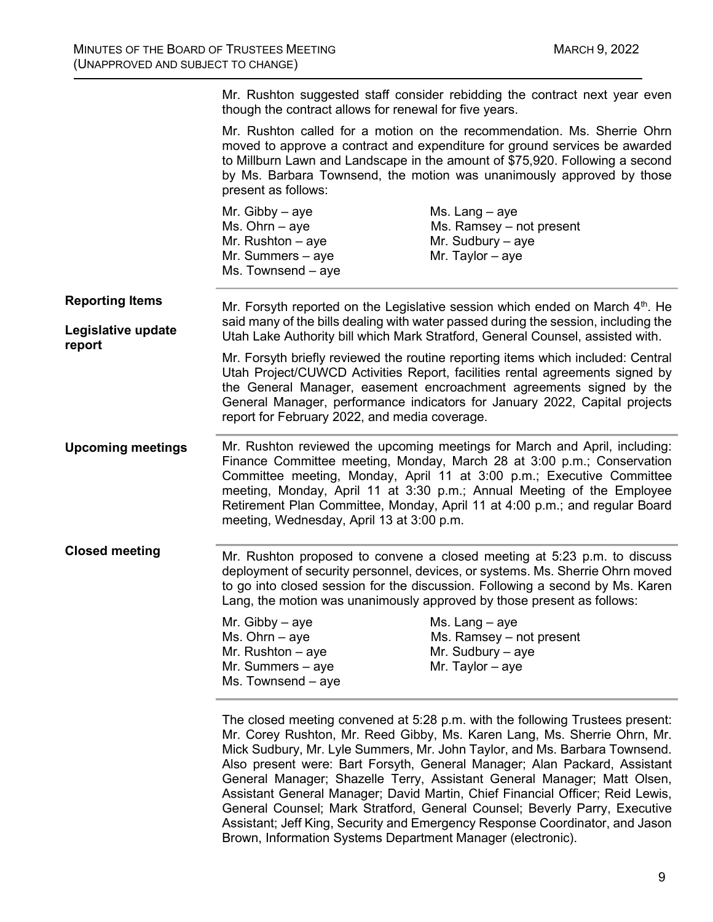Mr. Rushton suggested staff consider rebidding the contract next year even though the contract allows for renewal for five years.

Mr. Rushton called for a motion on the recommendation. Ms. Sherrie Ohrn moved to approve a contract and expenditure for ground services be awarded to Millburn Lawn and Landscape in the amount of $75,920. Following a second by Ms. Barbara Townsend, the motion was unanimously approved by those present as follows:

| | |
|---|---|
| Mr. Gibby – aye | Ms. Lang – aye |
| Ms. Ohrn – aye | Ms. Ramsey – not present |
| Mr. Rushton – aye | Mr. Sudbury – aye |
| Mr. Summers – aye | Mr. Taylor – aye |
| Ms. Townsend – aye | |

## Reporting Items

### Legislative update report

Mr. Forsyth reported on the Legislative session which ended on March 4th. He said many of the bills dealing with water passed during the session, including the Utah Lake Authority bill which Mark Stratford, General Counsel, assisted with.

Mr. Forsyth briefly reviewed the routine reporting items which included: Central Utah Project/CUWCD Activities Report, facilities rental agreements signed by the General Manager, easement encroachment agreements signed by the General Manager, performance indicators for January 2022, Capital projects report for February 2022, and media coverage.

## Upcoming meetings

Mr. Rushton reviewed the upcoming meetings for March and April, including: Finance Committee meeting, Monday, March 28 at 3:00 p.m.; Conservation Committee meeting, Monday, April 11 at 3:00 p.m.; Executive Committee meeting, Monday, April 11 at 3:30 p.m.; Annual Meeting of the Employee Retirement Plan Committee, Monday, April 11 at 4:00 p.m.; and regular Board meeting, Wednesday, April 13 at 3:00 p.m.

## Closed meeting

Mr. Rushton proposed to convene a closed meeting at 5:23 p.m. to discuss deployment of security personnel, devices, or systems. Ms. Sherrie Ohrn moved to go into closed session for the discussion. Following a second by Ms. Karen Lang, the motion was unanimously approved by those present as follows:

| | |
|---|---|
| Mr. Gibby – aye | Ms. Lang – aye |
| Ms. Ohrn – aye | Ms. Ramsey – not present |
| Mr. Rushton – aye | Mr. Sudbury – aye |
| Mr. Summers – aye | Mr. Taylor – aye |
| Ms. Townsend – aye | |

The closed meeting convened at 5:28 p.m. with the following Trustees present: Mr. Corey Rushton, Mr. Reed Gibby, Ms. Karen Lang, Ms. Sherrie Ohrn, Mr. Mick Sudbury, Mr. Lyle Summers, Mr. John Taylor, and Ms. Barbara Townsend. Also present were: Bart Forsyth, General Manager; Alan Packard, Assistant General Manager; Shazelle Terry, Assistant General Manager; Matt Olsen, Assistant General Manager; David Martin, Chief Financial Officer; Reid Lewis, General Counsel; Mark Stratford, General Counsel; Beverly Parry, Executive Assistant; Jeff King, Security and Emergency Response Coordinator, and Jason Brown, Information Systems Department Manager (electronic).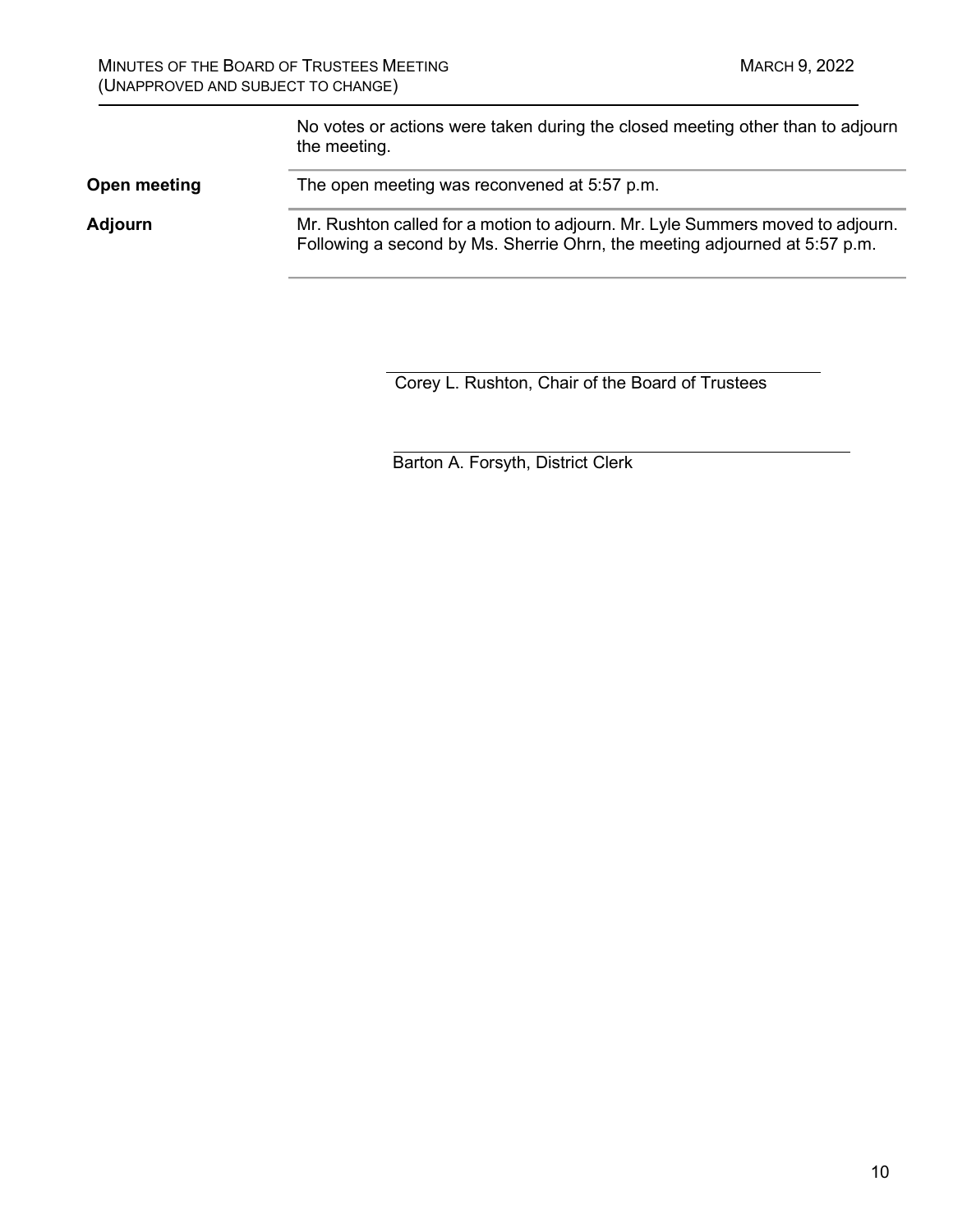No votes or actions were taken during the closed meeting other than to adjourn the meeting.

| | |
|---|---|
| **Open meeting** | The open meeting was reconvened at 5:57 p.m. |
| **Adjourn** | Mr. Rushton called for a motion to adjourn. Mr. Lyle Summers moved to adjourn. Following a second by Ms. Sherrie Ohrn, the meeting adjourned at 5:57 p.m. |

Corey L. Rushton, Chair of the Board of Trustees

Barton A. Forsyth, District Clerk